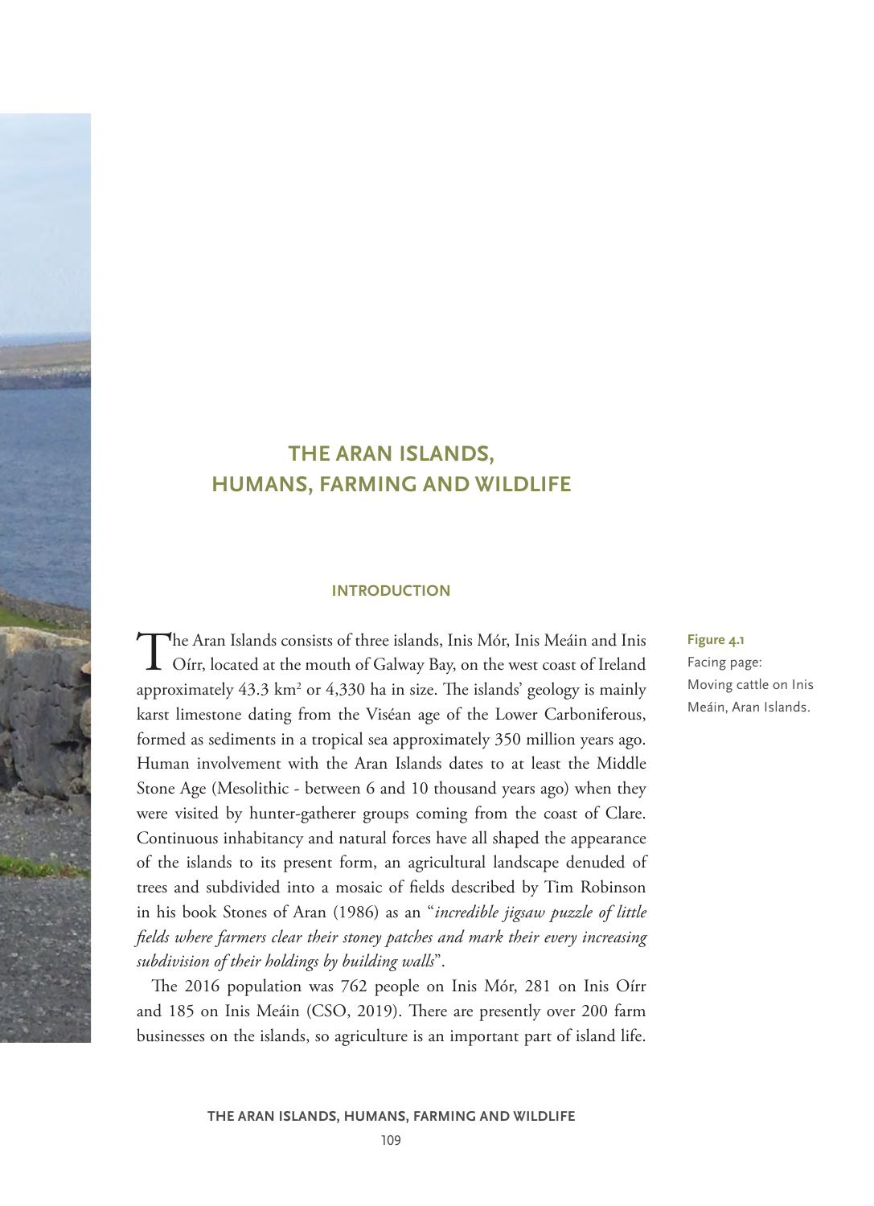# THE ARAN ISLANDS, HUMANS, FARMING AND WILDLIFE

## INTRODUCTION

The Aran Islands consists of three islands, Inis Mór, Inis Meáin and Inis Oírr, located at the mouth of Galway Bay, on the west coast of Ireland approximately 43.3 km$^2$ or 4,330 ha in size. The islands' geology is mainly karst limestone dating from the Viséan age of the Lower Carboniferous, formed as sediments in a tropical sea approximately 350 million years ago. Human involvement with the Aran Islands dates to at least the Middle Stone Age (Mesolithic - between 6 and 10 thousand years ago) when they were visited by hunter-gatherer groups coming from the coast of Clare. Continuous inhabitancy and natural forces have all shaped the appearance of the islands to its present form, an agricultural landscape denuded of trees and subdivided into a mosaic of fields described by Tim Robinson in his book Stones of Aran (1986) as an "*incredible jigsaw puzzle of little fields where farmers clear their stoney patches and mark their every increasing subdivision of their holdings by building walls*".

The 2016 population was 762 people on Inis Mór, 281 on Inis Oírr and 185 on Inis Meáin (CSO, 2019). There are presently over 200 farm businesses on the islands, so agriculture is an important part of island life.

**Figure 4.1**
Facing page: Moving cattle on Inis Meáin, Aran Islands.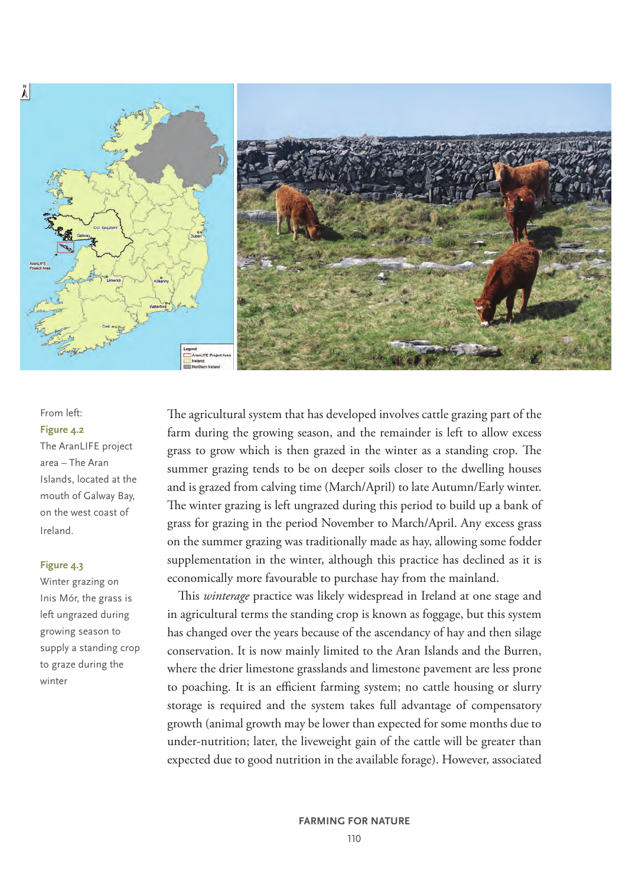From left:

**Figure 4.2**
The AranLIFE project area – The Aran Islands, located at the mouth of Galway Bay, on the west coast of Ireland.

**Figure 4.3**
Winter grazing on Inis Mór, the grass is left ungrazed during growing season to supply a standing crop to graze during the winter

The agricultural system that has developed involves cattle grazing part of the farm during the growing season, and the remainder is left to allow excess grass to grow which is then grazed in the winter as a standing crop. The summer grazing tends to be on deeper soils closer to the dwelling houses and is grazed from calving time (March/April) to late Autumn/Early winter. The winter grazing is left ungrazed during this period to build up a bank of grass for grazing in the period November to March/April. Any excess grass on the summer grazing was traditionally made as hay, allowing some fodder supplementation in the winter, although this practice has declined as it is economically more favourable to purchase hay from the mainland.

This *winterage* practice was likely widespread in Ireland at one stage and in agricultural terms the standing crop is known as foggage, but this system has changed over the years because of the ascendancy of hay and then silage conservation. It is now mainly limited to the Aran Islands and the Burren, where the drier limestone grasslands and limestone pavement are less prone to poaching. It is an efficient farming system; no cattle housing or slurry storage is required and the system takes full advantage of compensatory growth (animal growth may be lower than expected for some months due to under-nutrition; later, the liveweight gain of the cattle will be greater than expected due to good nutrition in the available forage). However, associated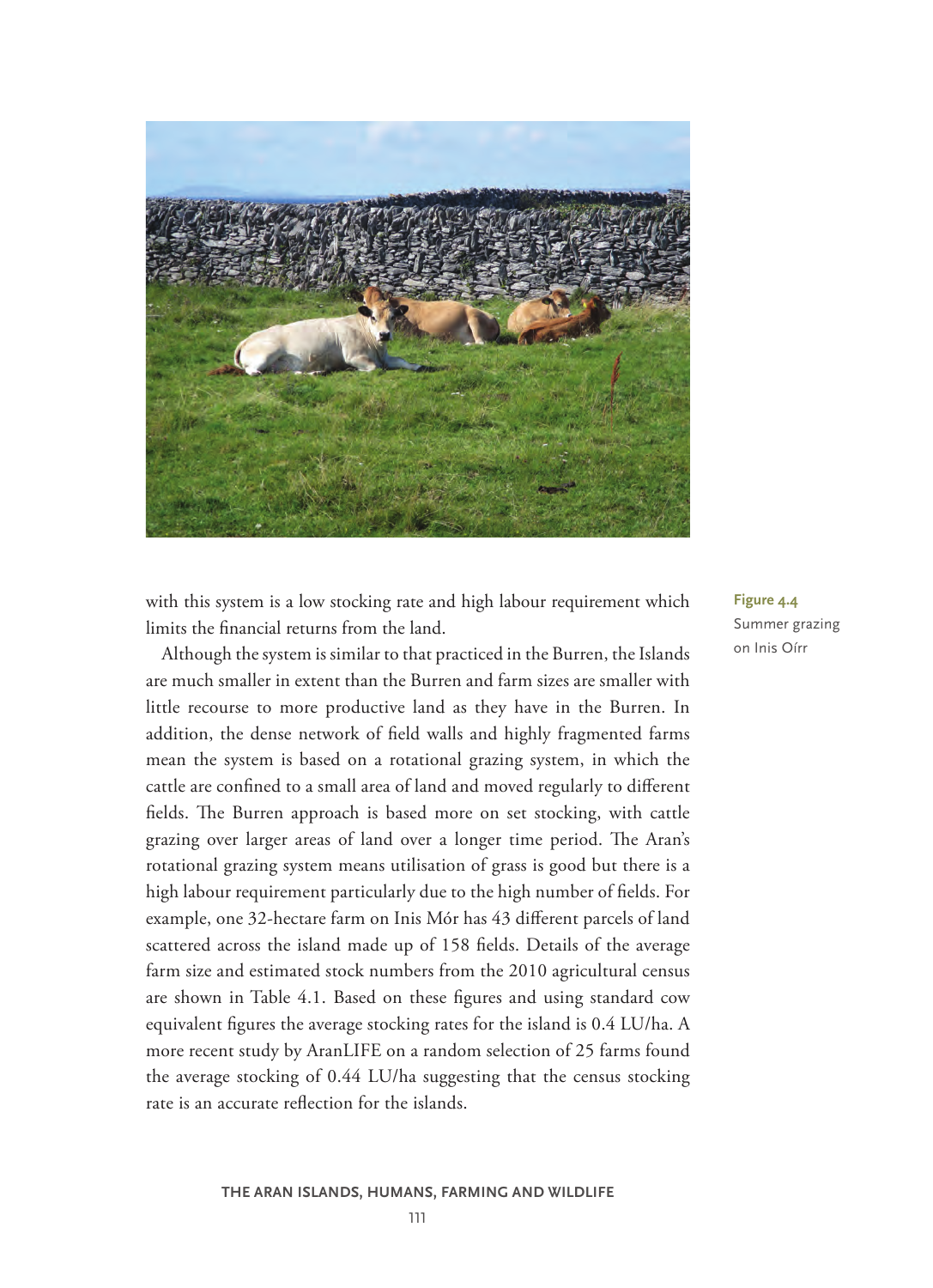Figure 4.4
Summer grazing on Inis Oírr

with this system is a low stocking rate and high labour requirement which limits the financial returns from the land.

Although the system is similar to that practiced in the Burren, the Islands are much smaller in extent than the Burren and farm sizes are smaller with little recourse to more productive land as they have in the Burren. In addition, the dense network of field walls and highly fragmented farms mean the system is based on a rotational grazing system, in which the cattle are confined to a small area of land and moved regularly to different fields. The Burren approach is based more on set stocking, with cattle grazing over larger areas of land over a longer time period. The Aran's rotational grazing system means utilisation of grass is good but there is a high labour requirement particularly due to the high number of fields. For example, one 32-hectare farm on Inis Mór has 43 different parcels of land scattered across the island made up of 158 fields. Details of the average farm size and estimated stock numbers from the 2010 agricultural census are shown in Table 4.1. Based on these figures and using standard cow equivalent figures the average stocking rates for the island is 0.4 LU/ha. A more recent study by AranLIFE on a random selection of 25 farms found the average stocking of 0.44 LU/ha suggesting that the census stocking rate is an accurate reflection for the islands.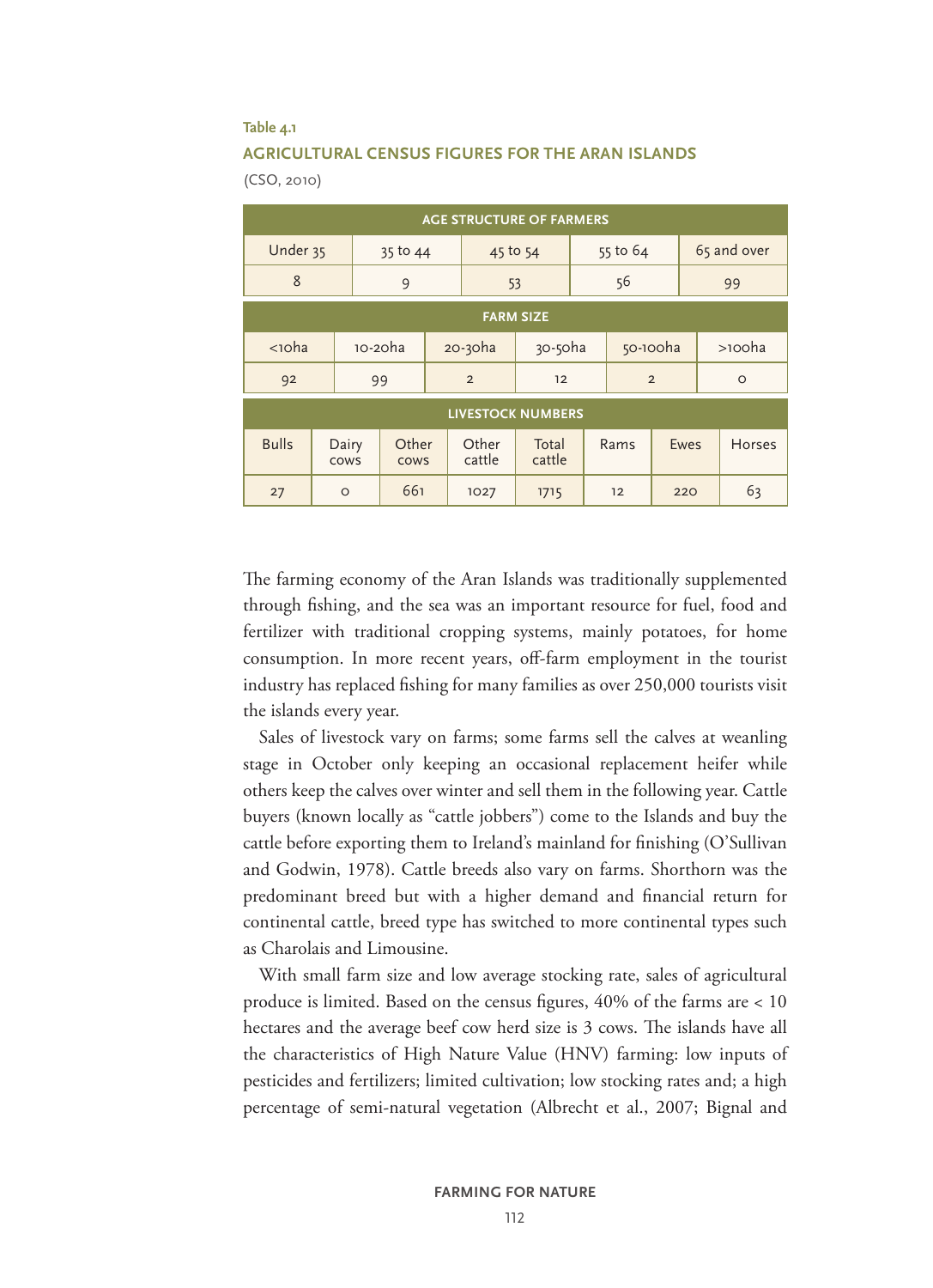Table 4.1

**AGRICULTURAL CENSUS FIGURES FOR THE ARAN ISLANDS**

(CSO, 2010)

| AGE STRUCTURE OF FARMERS | | | | |
|---|---|---|---|---|
| Under 35 | 35 to 44 | 45 to 54 | 55 to 64 | 65 and over |
| 8 | 9 | 53 | 56 | 99 |

| FARM SIZE | | | | | |
|---|---|---|---|---|---|
| <10ha | 10-20ha | 20-30ha | 30-50ha | 50-100ha | >100ha |
| 92 | 99 | 2 | 12 | 2 | 0 |

| LIVESTOCK NUMBERS | | | | | | | |
|---|---|---|---|---|---|---|---|
| Bulls | Dairy cows | Other cows | Other cattle | Total cattle | Rams | Ewes | Horses |
| 27 | 0 | 661 | 1027 | 1715 | 12 | 220 | 63 |

The farming economy of the Aran Islands was traditionally supplemented through fishing, and the sea was an important resource for fuel, food and fertilizer with traditional cropping systems, mainly potatoes, for home consumption. In more recent years, off-farm employment in the tourist industry has replaced fishing for many families as over 250,000 tourists visit the islands every year.

Sales of livestock vary on farms; some farms sell the calves at weanling stage in October only keeping an occasional replacement heifer while others keep the calves over winter and sell them in the following year. Cattle buyers (known locally as "cattle jobbers") come to the Islands and buy the cattle before exporting them to Ireland's mainland for finishing (O'Sullivan and Godwin, 1978). Cattle breeds also vary on farms. Shorthorn was the predominant breed but with a higher demand and financial return for continental cattle, breed type has switched to more continental types such as Charolais and Limousine.

With small farm size and low average stocking rate, sales of agricultural produce is limited. Based on the census figures, 40% of the farms are < 10 hectares and the average beef cow herd size is 3 cows. The islands have all the characteristics of High Nature Value (HNV) farming: low inputs of pesticides and fertilizers; limited cultivation; low stocking rates and; a high percentage of semi-natural vegetation (Albrecht et al., 2007; Bignal and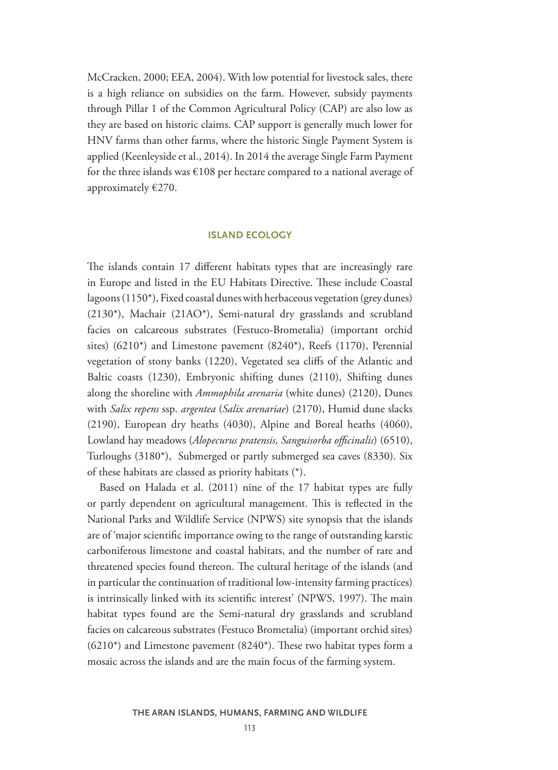McCracken, 2000; EEA, 2004). With low potential for livestock sales, there is a high reliance on subsidies on the farm. However, subsidy payments through Pillar 1 of the Common Agricultural Policy (CAP) are also low as they are based on historic claims. CAP support is generally much lower for HNV farms than other farms, where the historic Single Payment System is applied (Keenleyside et al., 2014). In 2014 the average Single Farm Payment for the three islands was €108 per hectare compared to a national average of approximately €270.

## ISLAND ECOLOGY

The islands contain 17 different habitats types that are increasingly rare in Europe and listed in the EU Habitats Directive. These include Coastal lagoons (1150*), Fixed coastal dunes with herbaceous vegetation (grey dunes) (2130*), Machair (21AO*), Semi-natural dry grasslands and scrubland facies on calcareous substrates (Festuco-Brometalia) (important orchid sites) (6210*) and Limestone pavement (8240*), Reefs (1170), Perennial vegetation of stony banks (1220), Vegetated sea cliffs of the Atlantic and Baltic coasts (1230), Embryonic shifting dunes (2110), Shifting dunes along the shoreline with *Ammophila arenaria* (white dunes) (2120), Dunes with *Salix repens* ssp. *argentea* (*Salix arenariae*) (2170), Humid dune slacks (2190), European dry heaths (4030), Alpine and Boreal heaths (4060), Lowland hay meadows (*Alopecurus pratensis, Sanguisorba officinalis*) (6510), Turloughs (3180*), Submerged or partly submerged sea caves (8330). Six of these habitats are classed as priority habitats (*).

Based on Halada et al. (2011) nine of the 17 habitat types are fully or partly dependent on agricultural management. This is reflected in the National Parks and Wildlife Service (NPWS) site synopsis that the islands are of 'major scientific importance owing to the range of outstanding karstic carboniferous limestone and coastal habitats, and the number of rare and threatened species found thereon. The cultural heritage of the islands (and in particular the continuation of traditional low-intensity farming practices) is intrinsically linked with its scientific interest' (NPWS, 1997). The main habitat types found are the Semi-natural dry grasslands and scrubland facies on calcareous substrates (Festuco Brometalia) (important orchid sites) (6210*) and Limestone pavement (8240*). These two habitat types form a mosaic across the islands and are the main focus of the farming system.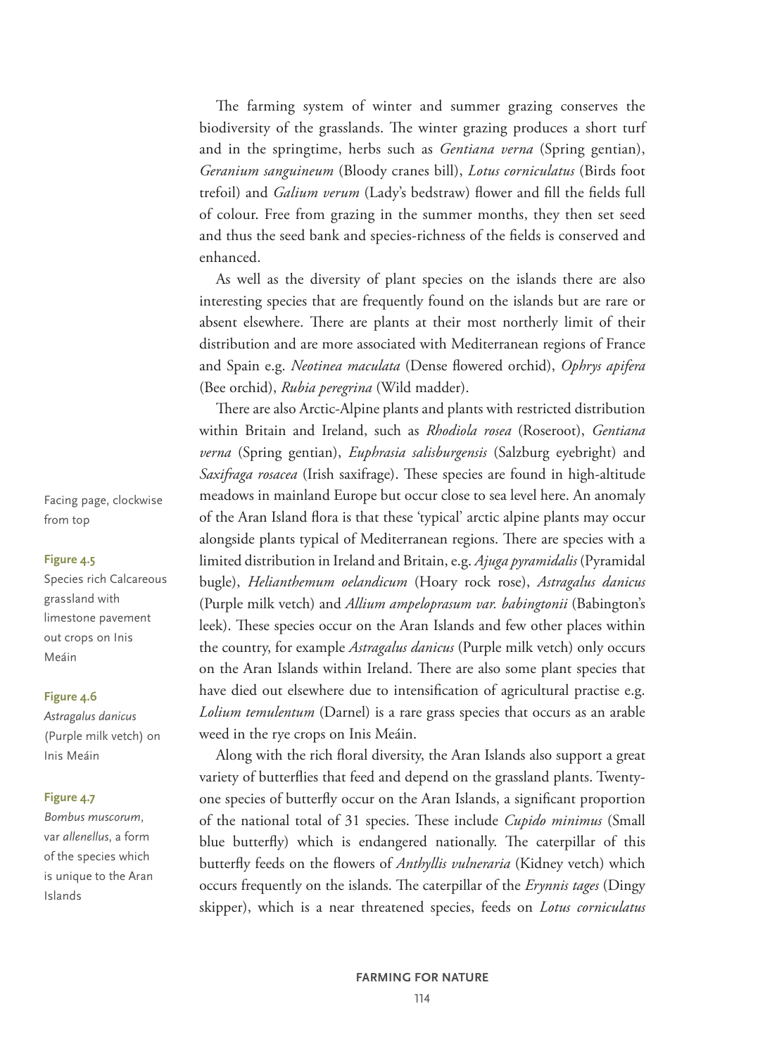The farming system of winter and summer grazing conserves the biodiversity of the grasslands. The winter grazing produces a short turf and in the springtime, herbs such as *Gentiana verna* (Spring gentian), *Geranium sanguineum* (Bloody cranes bill), *Lotus corniculatus* (Birds foot trefoil) and *Galium verum* (Lady's bedstraw) flower and fill the fields full of colour. Free from grazing in the summer months, they then set seed and thus the seed bank and species-richness of the fields is conserved and enhanced.

As well as the diversity of plant species on the islands there are also interesting species that are frequently found on the islands but are rare or absent elsewhere. There are plants at their most northerly limit of their distribution and are more associated with Mediterranean regions of France and Spain e.g. *Neotinea maculata* (Dense flowered orchid), *Ophrys apifera* (Bee orchid), *Rubia peregrina* (Wild madder).

There are also Arctic-Alpine plants and plants with restricted distribution within Britain and Ireland, such as *Rhodiola rosea* (Roseroot), *Gentiana verna* (Spring gentian), *Euphrasia salisburgensis* (Salzburg eyebright) and *Saxifraga rosacea* (Irish saxifrage). These species are found in high-altitude meadows in mainland Europe but occur close to sea level here. An anomaly of the Aran Island flora is that these 'typical' arctic alpine plants may occur alongside plants typical of Mediterranean regions. There are species with a limited distribution in Ireland and Britain, e.g. *Ajuga pyramidalis* (Pyramidal bugle), *Helianthemum oelandicum* (Hoary rock rose), *Astragalus danicus* (Purple milk vetch) and *Allium ampeloprasum var. babingtonii* (Babington's leek). These species occur on the Aran Islands and few other places within the country, for example *Astragalus danicus* (Purple milk vetch) only occurs on the Aran Islands within Ireland. There are also some plant species that have died out elsewhere due to intensification of agricultural practise e.g. *Lolium temulentum* (Darnel) is a rare grass species that occurs as an arable weed in the rye crops on Inis Meáin.

Along with the rich floral diversity, the Aran Islands also support a great variety of butterflies that feed and depend on the grassland plants. Twenty-one species of butterfly occur on the Aran Islands, a significant proportion of the national total of 31 species. These include *Cupido minimus* (Small blue butterfly) which is endangered nationally. The caterpillar of this butterfly feeds on the flowers of *Anthyllis vulneraria* (Kidney vetch) which occurs frequently on the islands. The caterpillar of the *Erynnis tages* (Dingy skipper), which is a near threatened species, feeds on *Lotus corniculatus*

Facing page, clockwise from top

**Figure 4.5**
Species rich Calcareous grassland with limestone pavement out crops on Inis Meáin

**Figure 4.6**
*Astragalus danicus* (Purple milk vetch) on Inis Meáin

**Figure 4.7**
*Bombus muscorum*, var *allenellus*, a form of the species which is unique to the Aran Islands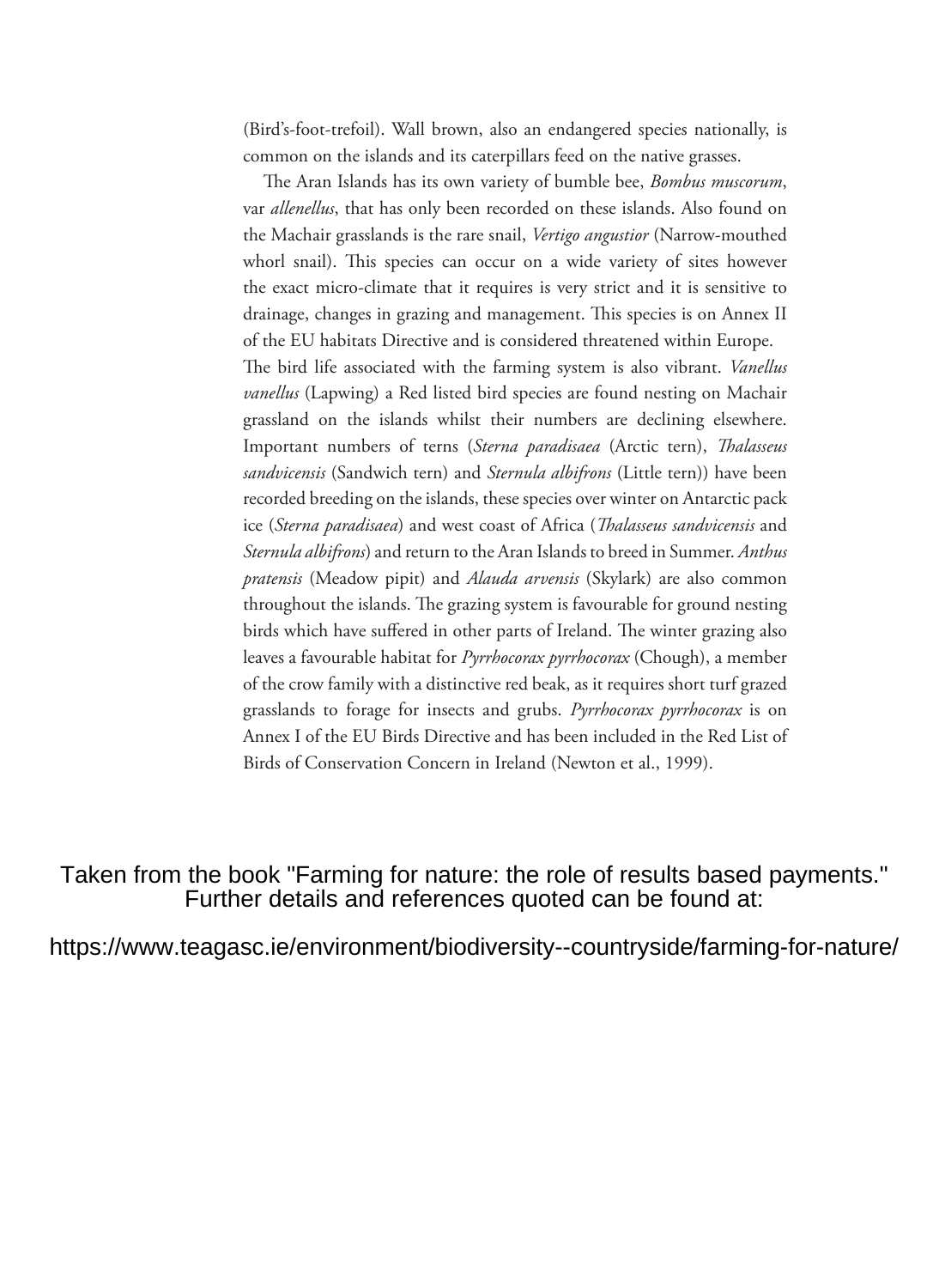(Bird's-foot-trefoil). Wall brown, also an endangered species nationally, is common on the islands and its caterpillars feed on the native grasses.

The Aran Islands has its own variety of bumble bee, *Bombus muscorum*, var *allenellus*, that has only been recorded on these islands. Also found on the Machair grasslands is the rare snail, *Vertigo angustior* (Narrow-mouthed whorl snail). This species can occur on a wide variety of sites however the exact micro-climate that it requires is very strict and it is sensitive to drainage, changes in grazing and management. This species is on Annex II of the EU habitats Directive and is considered threatened within Europe.

The bird life associated with the farming system is also vibrant. *Vanellus vanellus* (Lapwing) a Red listed bird species are found nesting on Machair grassland on the islands whilst their numbers are declining elsewhere. Important numbers of terns (*Sterna paradisaea* (Arctic tern), *Thalasseus sandvicensis* (Sandwich tern) and *Sternula albifrons* (Little tern)) have been recorded breeding on the islands, these species over winter on Antarctic pack ice (*Sterna paradisaea*) and west coast of Africa (*Thalasseus sandvicensis* and *Sternula albifrons*) and return to the Aran Islands to breed in Summer. *Anthus pratensis* (Meadow pipit) and *Alauda arvensis* (Skylark) are also common throughout the islands. The grazing system is favourable for ground nesting birds which have suffered in other parts of Ireland. The winter grazing also leaves a favourable habitat for *Pyrrhocorax pyrrhocorax* (Chough), a member of the crow family with a distinctive red beak, as it requires short turf grazed grasslands to forage for insects and grubs. *Pyrrhocorax pyrrhocorax* is on Annex I of the EU Birds Directive and has been included in the Red List of Birds of Conservation Concern in Ireland (Newton et al., 1999).

Taken from the book "Farming for nature: the role of results based payments." Further details and references quoted can be found at:

https://www.teagasc.ie/environment/biodiversity--countryside/farming-for-nature/